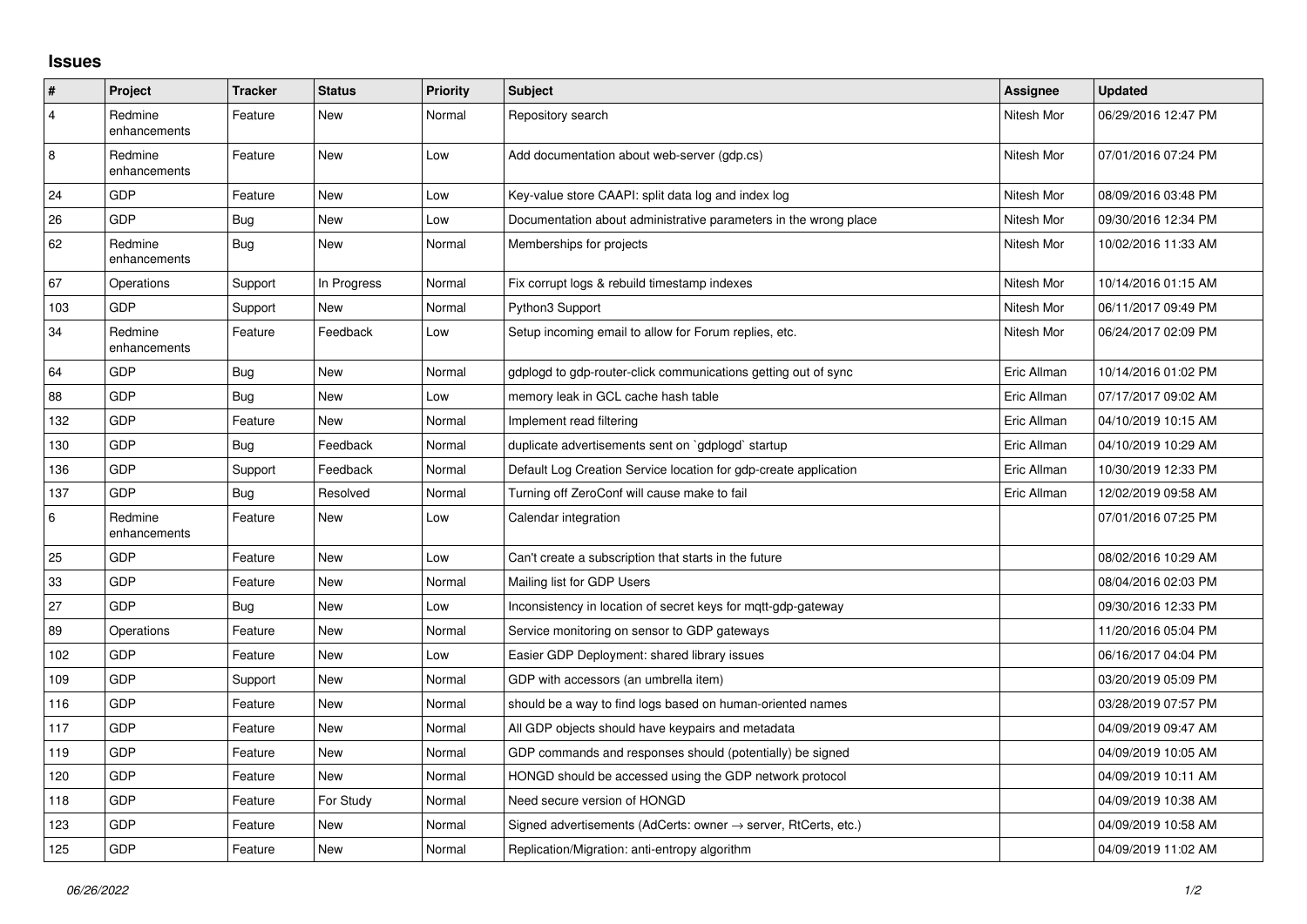## Issues

| # | Project | Tracker | Status | Priority | Subject | Assignee | Updated |
|---|---|---|---|---|---|---|---|
| 4 | Redmine enhancements | Feature | New | Normal | Repository search | Nitesh Mor | 06/29/2016 12:47 PM |
| 8 | Redmine enhancements | Feature | New | Low | Add documentation about web-server (gdp.cs) | Nitesh Mor | 07/01/2016 07:24 PM |
| 24 | GDP | Feature | New | Low | Key-value store CAAPI: split data log and index log | Nitesh Mor | 08/09/2016 03:48 PM |
| 26 | GDP | Bug | New | Low | Documentation about administrative parameters in the wrong place | Nitesh Mor | 09/30/2016 12:34 PM |
| 62 | Redmine enhancements | Bug | New | Normal | Memberships for projects | Nitesh Mor | 10/02/2016 11:33 AM |
| 67 | Operations | Support | In Progress | Normal | Fix corrupt logs & rebuild timestamp indexes | Nitesh Mor | 10/14/2016 01:15 AM |
| 103 | GDP | Support | New | Normal | Python3 Support | Nitesh Mor | 06/11/2017 09:49 PM |
| 34 | Redmine enhancements | Feature | Feedback | Low | Setup incoming email to allow for Forum replies, etc. | Nitesh Mor | 06/24/2017 02:09 PM |
| 64 | GDP | Bug | New | Normal | gdplogd to gdp-router-click communications getting out of sync | Eric Allman | 10/14/2016 01:02 PM |
| 88 | GDP | Bug | New | Low | memory leak in GCL cache hash table | Eric Allman | 07/17/2017 09:02 AM |
| 132 | GDP | Feature | New | Normal | Implement read filtering | Eric Allman | 04/10/2019 10:15 AM |
| 130 | GDP | Bug | Feedback | Normal | duplicate advertisements sent on `gdplogd` startup | Eric Allman | 04/10/2019 10:29 AM |
| 136 | GDP | Support | Feedback | Normal | Default Log Creation Service location for gdp-create application | Eric Allman | 10/30/2019 12:33 PM |
| 137 | GDP | Bug | Resolved | Normal | Turning off ZeroConf will cause make to fail | Eric Allman | 12/02/2019 09:58 AM |
| 6 | Redmine enhancements | Feature | New | Low | Calendar integration | | 07/01/2016 07:25 PM |
| 25 | GDP | Feature | New | Low | Can't create a subscription that starts in the future | | 08/02/2016 10:29 AM |
| 33 | GDP | Feature | New | Normal | Mailing list for GDP Users | | 08/04/2016 02:03 PM |
| 27 | GDP | Bug | New | Low | Inconsistency in location of secret keys for mqtt-gdp-gateway | | 09/30/2016 12:33 PM |
| 89 | Operations | Feature | New | Normal | Service monitoring on sensor to GDP gateways | | 11/20/2016 05:04 PM |
| 102 | GDP | Feature | New | Low | Easier GDP Deployment: shared library issues | | 06/16/2017 04:04 PM |
| 109 | GDP | Support | New | Normal | GDP with accessors (an umbrella item) | | 03/20/2019 05:09 PM |
| 116 | GDP | Feature | New | Normal | should be a way to find logs based on human-oriented names | | 03/28/2019 07:57 PM |
| 117 | GDP | Feature | New | Normal | All GDP objects should have keypairs and metadata | | 04/09/2019 09:47 AM |
| 119 | GDP | Feature | New | Normal | GDP commands and responses should (potentially) be signed | | 04/09/2019 10:05 AM |
| 120 | GDP | Feature | New | Normal | HONGD should be accessed using the GDP network protocol | | 04/09/2019 10:11 AM |
| 118 | GDP | Feature | For Study | Normal | Need secure version of HONGD | | 04/09/2019 10:38 AM |
| 123 | GDP | Feature | New | Normal | Signed advertisements (AdCerts: owner → server, RtCerts, etc.) | | 04/09/2019 10:58 AM |
| 125 | GDP | Feature | New | Normal | Replication/Migration: anti-entropy algorithm | | 04/09/2019 11:02 AM |

*06/26/2022*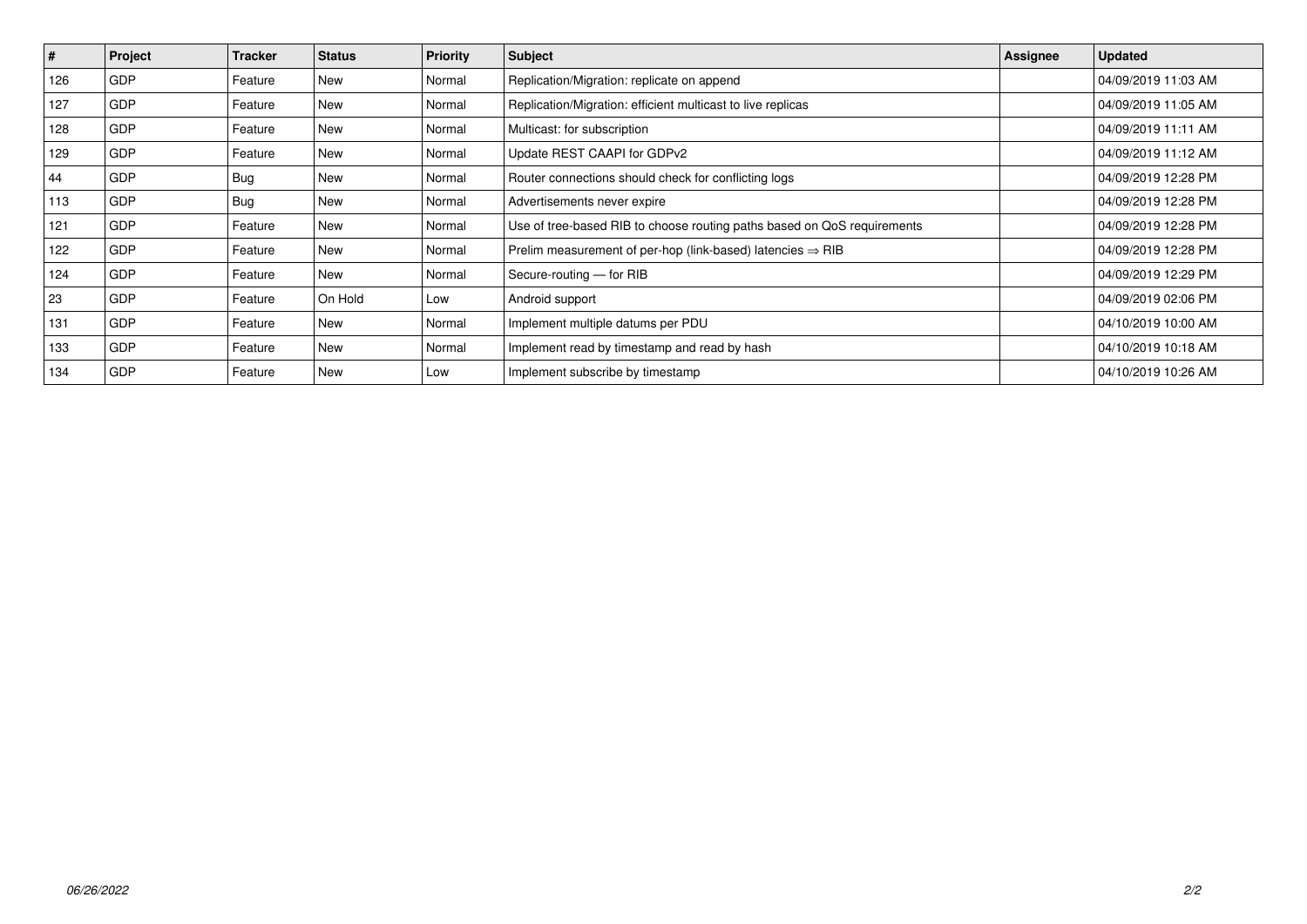| # | Project | Tracker | Status | Priority | Subject | Assignee | Updated |
| --- | --- | --- | --- | --- | --- | --- | --- |
| 126 | GDP | Feature | New | Normal | Replication/Migration: replicate on append | | 04/09/2019 11:03 AM |
| 127 | GDP | Feature | New | Normal | Replication/Migration: efficient multicast to live replicas | | 04/09/2019 11:05 AM |
| 128 | GDP | Feature | New | Normal | Multicast: for subscription | | 04/09/2019 11:11 AM |
| 129 | GDP | Feature | New | Normal | Update REST CAAPI for GDPv2 | | 04/09/2019 11:12 AM |
| 44 | GDP | Bug | New | Normal | Router connections should check for conflicting logs | | 04/09/2019 12:28 PM |
| 113 | GDP | Bug | New | Normal | Advertisements never expire | | 04/09/2019 12:28 PM |
| 121 | GDP | Feature | New | Normal | Use of tree-based RIB to choose routing paths based on QoS requirements | | 04/09/2019 12:28 PM |
| 122 | GDP | Feature | New | Normal | Prelim measurement of per-hop (link-based) latencies ⇒ RIB | | 04/09/2019 12:28 PM |
| 124 | GDP | Feature | New | Normal | Secure-routing — for RIB | | 04/09/2019 12:29 PM |
| 23 | GDP | Feature | On Hold | Low | Android support | | 04/09/2019 02:06 PM |
| 131 | GDP | Feature | New | Normal | Implement multiple datums per PDU | | 04/10/2019 10:00 AM |
| 133 | GDP | Feature | New | Normal | Implement read by timestamp and read by hash | | 04/10/2019 10:18 AM |
| 134 | GDP | Feature | New | Low | Implement subscribe by timestamp | | 04/10/2019 10:26 AM |